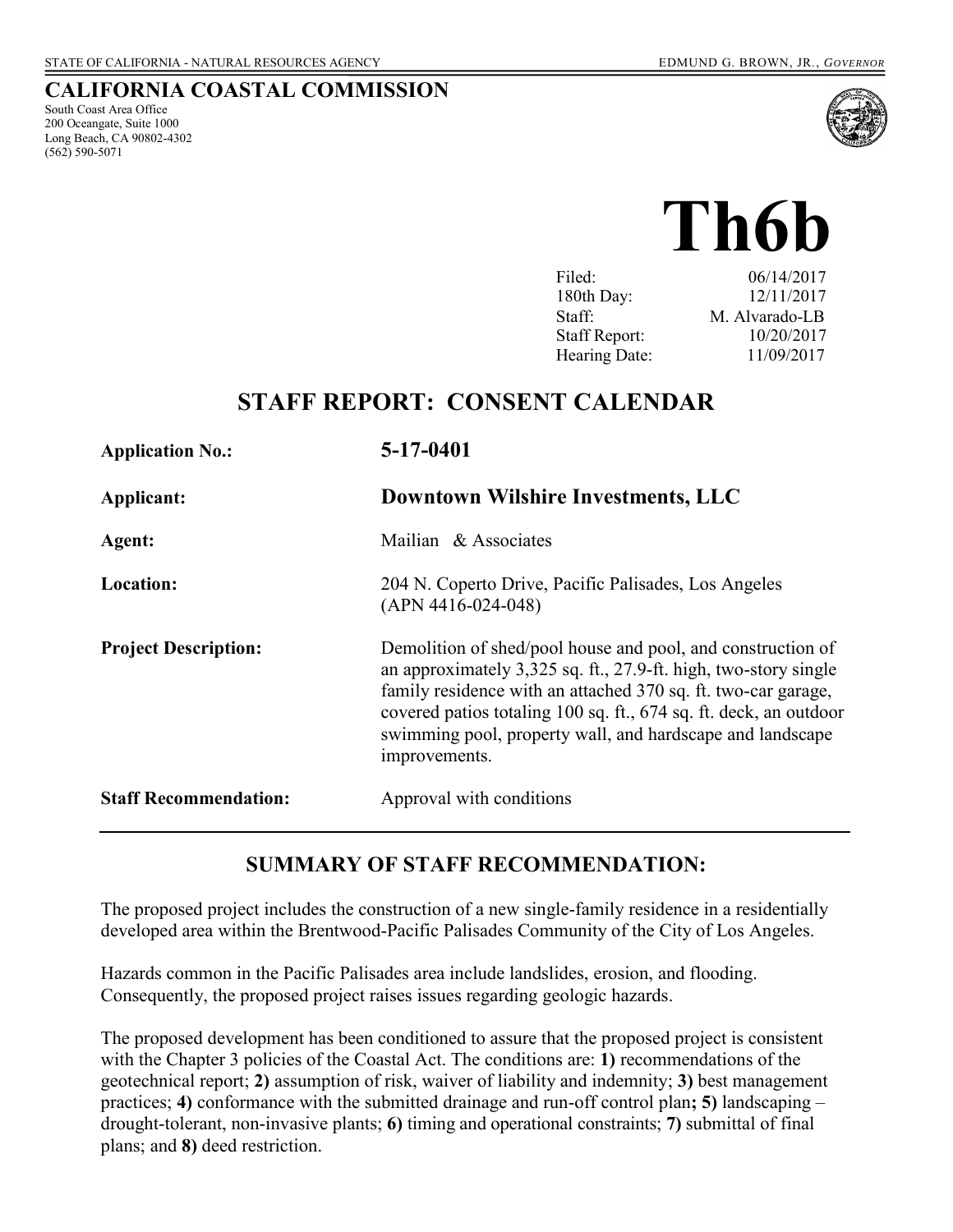STATE OF CALIFORNIA - NATURAL RESOURCES AGENCY EDMUND G. BROWN, JR., *GOVERNOR*

**CALIFORNIA COASTAL COMMISSION**
South Coast Area Office
200 Oceangate, Suite 1000
Long Beach, CA 90802-4302
(562) 590-5071

# Th6b

| | |
|---|---|
| Filed: | 06/14/2017 |
| 180th Day: | 12/11/2017 |
| Staff: | M. Alvarado-LB |
| Staff Report: | 10/20/2017 |
| Hearing Date: | 11/09/2017 |

## STAFF REPORT: CONSENT CALENDAR

| | |
|---|---|
| **Application No.:** | **5-17-0401** |
| **Applicant:** | **Downtown Wilshire Investments, LLC** |
| **Agent:** | Mailian & Associates |
| **Location:** | 204 N. Coperto Drive, Pacific Palisades, Los Angeles (APN 4416-024-048) |
| **Project Description:** | Demolition of shed/pool house and pool, and construction of an approximately 3,325 sq. ft., 27.9-ft. high, two-story single family residence with an attached 370 sq. ft. two-car garage, covered patios totaling 100 sq. ft., 674 sq. ft. deck, an outdoor swimming pool, property wall, and hardscape and landscape improvements. |
| **Staff Recommendation:** | Approval with conditions |

## SUMMARY OF STAFF RECOMMENDATION:

The proposed project includes the construction of a new single-family residence in a residentially developed area within the Brentwood-Pacific Palisades Community of the City of Los Angeles.

Hazards common in the Pacific Palisades area include landslides, erosion, and flooding. Consequently, the proposed project raises issues regarding geologic hazards.

The proposed development has been conditioned to assure that the proposed project is consistent with the Chapter 3 policies of the Coastal Act. The conditions are: **1)** recommendations of the geotechnical report; **2)** assumption of risk, waiver of liability and indemnity; **3)** best management practices; **4)** conformance with the submitted drainage and run-off control plan**; 5)** landscaping – drought-tolerant, non-invasive plants; **6)** timing and operational constraints; **7)** submittal of final plans; and **8)** deed restriction.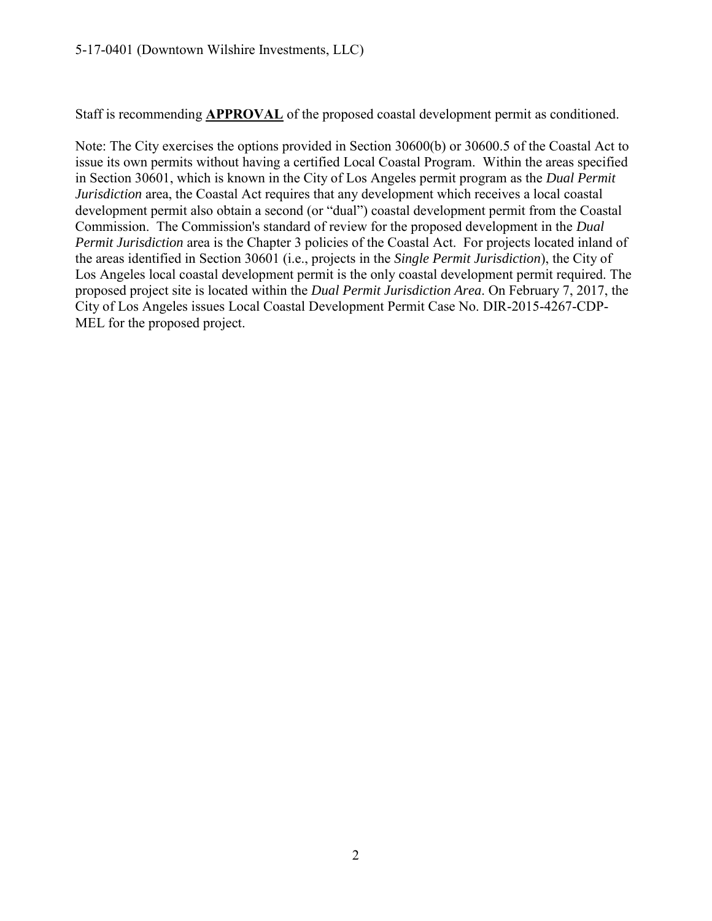Staff is recommending **APPROVAL** of the proposed coastal development permit as conditioned.

Note: The City exercises the options provided in Section 30600(b) or 30600.5 of the Coastal Act to issue its own permits without having a certified Local Coastal Program. Within the areas specified in Section 30601, which is known in the City of Los Angeles permit program as the *Dual Permit Jurisdiction* area, the Coastal Act requires that any development which receives a local coastal development permit also obtain a second (or "dual") coastal development permit from the Coastal Commission. The Commission's standard of review for the proposed development in the *Dual Permit Jurisdiction* area is the Chapter 3 policies of the Coastal Act. For projects located inland of the areas identified in Section 30601 (i.e., projects in the *Single Permit Jurisdiction*), the City of Los Angeles local coastal development permit is the only coastal development permit required. The proposed project site is located within the *Dual Permit Jurisdiction Area*. On February 7, 2017, the City of Los Angeles issues Local Coastal Development Permit Case No. DIR-2015-4267-CDP-MEL for the proposed project.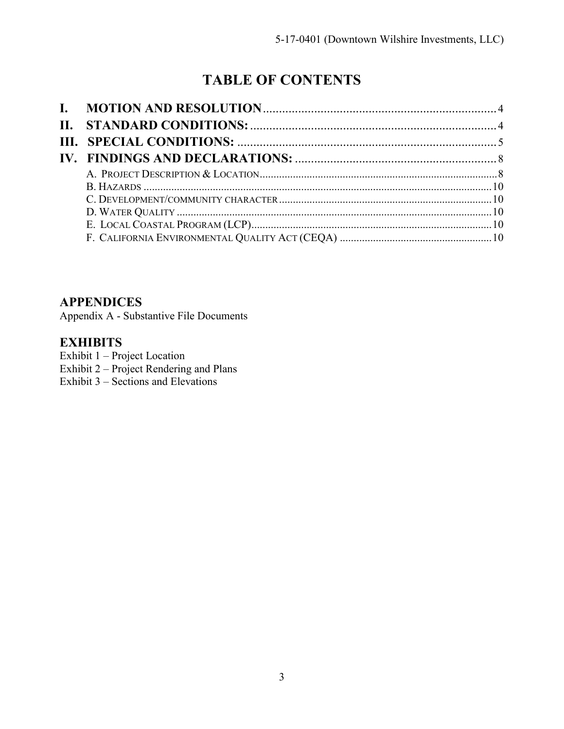# TABLE OF CONTENTS

**I. MOTION AND RESOLUTION** ........................................................................ 4

**II. STANDARD CONDITIONS:** ...................................................................... 4

**III. SPECIAL CONDITIONS:** ........................................................................ 5

**IV. FINDINGS AND DECLARATIONS:** .............................................................. 8

- A. PROJECT DESCRIPTION & LOCATION ......................................................................... 8
- B. HAZARDS ................................................................................................................ 10
- C. DEVELOPMENT/COMMUNITY CHARACTER ........................................................................ 10
- D. WATER QUALITY ...................................................................................................... 10
- E. LOCAL COASTAL PROGRAM (LCP) ................................................................................ 10
- F. CALIFORNIA ENVIRONMENTAL QUALITY ACT (CEQA) ........................................................ 10

## APPENDICES

Appendix A - Substantive File Documents

## EXHIBITS

Exhibit 1 – Project Location
Exhibit 2 – Project Rendering and Plans
Exhibit 3 – Sections and Elevations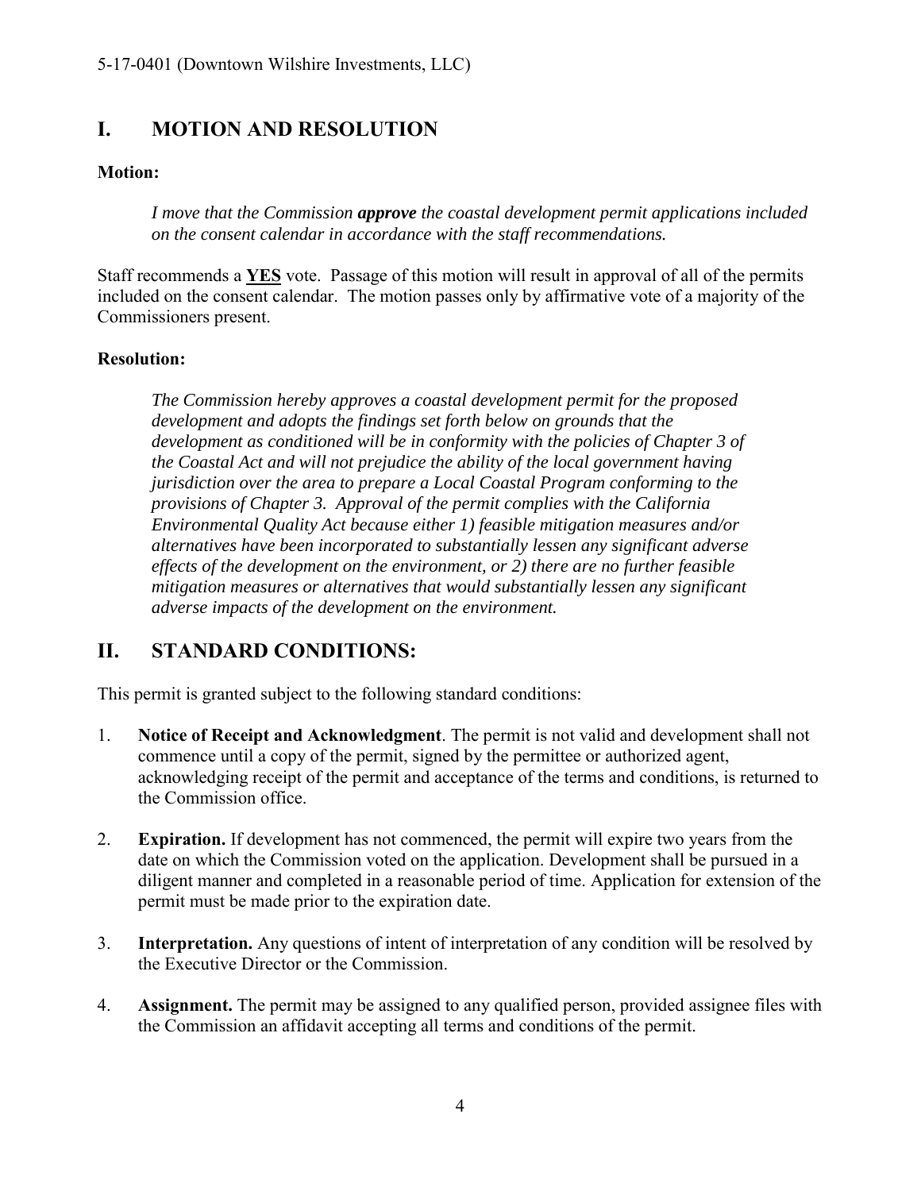## I. MOTION AND RESOLUTION

**Motion:**

> *I move that the Commission **approve** the coastal development permit applications included on the consent calendar in accordance with the staff recommendations.*

Staff recommends a **YES** vote. Passage of this motion will result in approval of all of the permits included on the consent calendar. The motion passes only by affirmative vote of a majority of the Commissioners present.

**Resolution:**

> *The Commission hereby approves a coastal development permit for the proposed development and adopts the findings set forth below on grounds that the development as conditioned will be in conformity with the policies of Chapter 3 of the Coastal Act and will not prejudice the ability of the local government having jurisdiction over the area to prepare a Local Coastal Program conforming to the provisions of Chapter 3. Approval of the permit complies with the California Environmental Quality Act because either 1) feasible mitigation measures and/or alternatives have been incorporated to substantially lessen any significant adverse effects of the development on the environment, or 2) there are no further feasible mitigation measures or alternatives that would substantially lessen any significant adverse impacts of the development on the environment.*

## II. STANDARD CONDITIONS:

This permit is granted subject to the following standard conditions:

1. **Notice of Receipt and Acknowledgment**. The permit is not valid and development shall not commence until a copy of the permit, signed by the permittee or authorized agent, acknowledging receipt of the permit and acceptance of the terms and conditions, is returned to the Commission office.

2. **Expiration.** If development has not commenced, the permit will expire two years from the date on which the Commission voted on the application. Development shall be pursued in a diligent manner and completed in a reasonable period of time. Application for extension of the permit must be made prior to the expiration date.

3. **Interpretation.** Any questions of intent of interpretation of any condition will be resolved by the Executive Director or the Commission.

4. **Assignment.** The permit may be assigned to any qualified person, provided assignee files with the Commission an affidavit accepting all terms and conditions of the permit.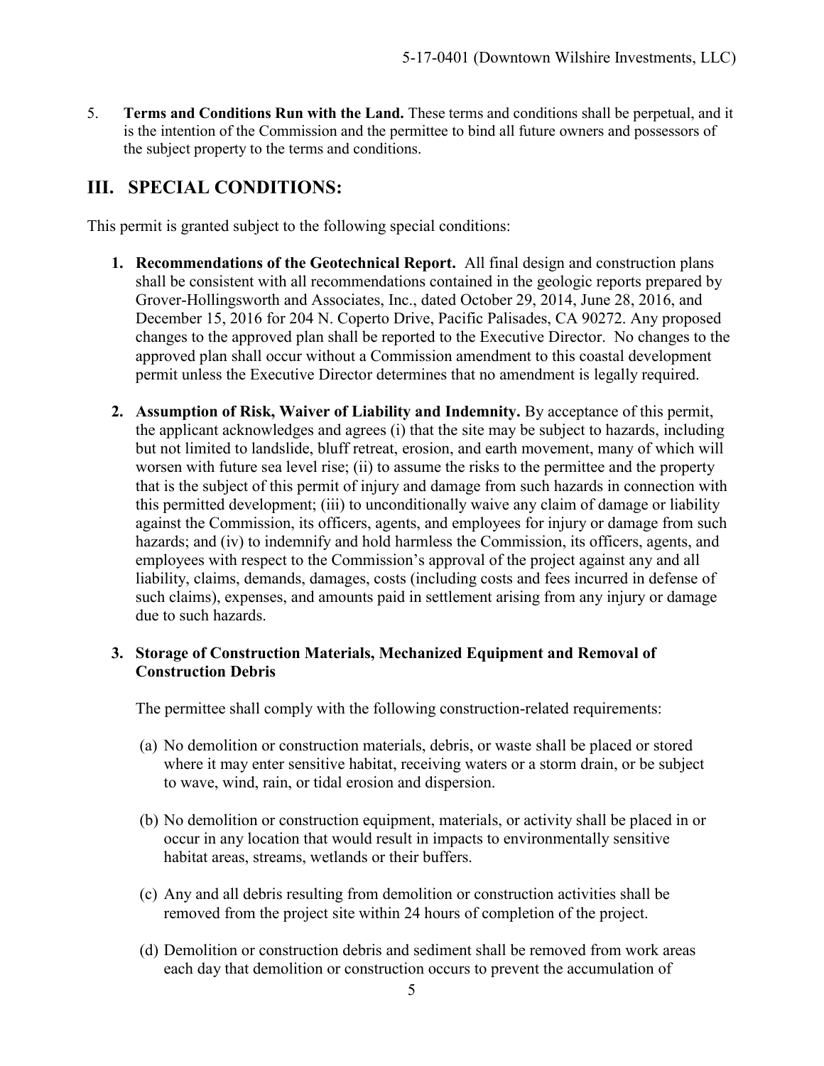5. **Terms and Conditions Run with the Land.** These terms and conditions shall be perpetual, and it is the intention of the Commission and the permittee to bind all future owners and possessors of the subject property to the terms and conditions.

## III. SPECIAL CONDITIONS:

This permit is granted subject to the following special conditions:

1. **Recommendations of the Geotechnical Report.** All final design and construction plans shall be consistent with all recommendations contained in the geologic reports prepared by Grover-Hollingsworth and Associates, Inc., dated October 29, 2014, June 28, 2016, and December 15, 2016 for 204 N. Coperto Drive, Pacific Palisades, CA 90272. Any proposed changes to the approved plan shall be reported to the Executive Director. No changes to the approved plan shall occur without a Commission amendment to this coastal development permit unless the Executive Director determines that no amendment is legally required.

2. **Assumption of Risk, Waiver of Liability and Indemnity.** By acceptance of this permit, the applicant acknowledges and agrees (i) that the site may be subject to hazards, including but not limited to landslide, bluff retreat, erosion, and earth movement, many of which will worsen with future sea level rise; (ii) to assume the risks to the permittee and the property that is the subject of this permit of injury and damage from such hazards in connection with this permitted development; (iii) to unconditionally waive any claim of damage or liability against the Commission, its officers, agents, and employees for injury or damage from such hazards; and (iv) to indemnify and hold harmless the Commission, its officers, agents, and employees with respect to the Commission's approval of the project against any and all liability, claims, demands, damages, costs (including costs and fees incurred in defense of such claims), expenses, and amounts paid in settlement arising from any injury or damage due to such hazards.

3. **Storage of Construction Materials, Mechanized Equipment and Removal of Construction Debris**

   The permittee shall comply with the following construction-related requirements:

   (a) No demolition or construction materials, debris, or waste shall be placed or stored where it may enter sensitive habitat, receiving waters or a storm drain, or be subject to wave, wind, rain, or tidal erosion and dispersion.

   (b) No demolition or construction equipment, materials, or activity shall be placed in or occur in any location that would result in impacts to environmentally sensitive habitat areas, streams, wetlands or their buffers.

   (c) Any and all debris resulting from demolition or construction activities shall be removed from the project site within 24 hours of completion of the project.

   (d) Demolition or construction debris and sediment shall be removed from work areas each day that demolition or construction occurs to prevent the accumulation of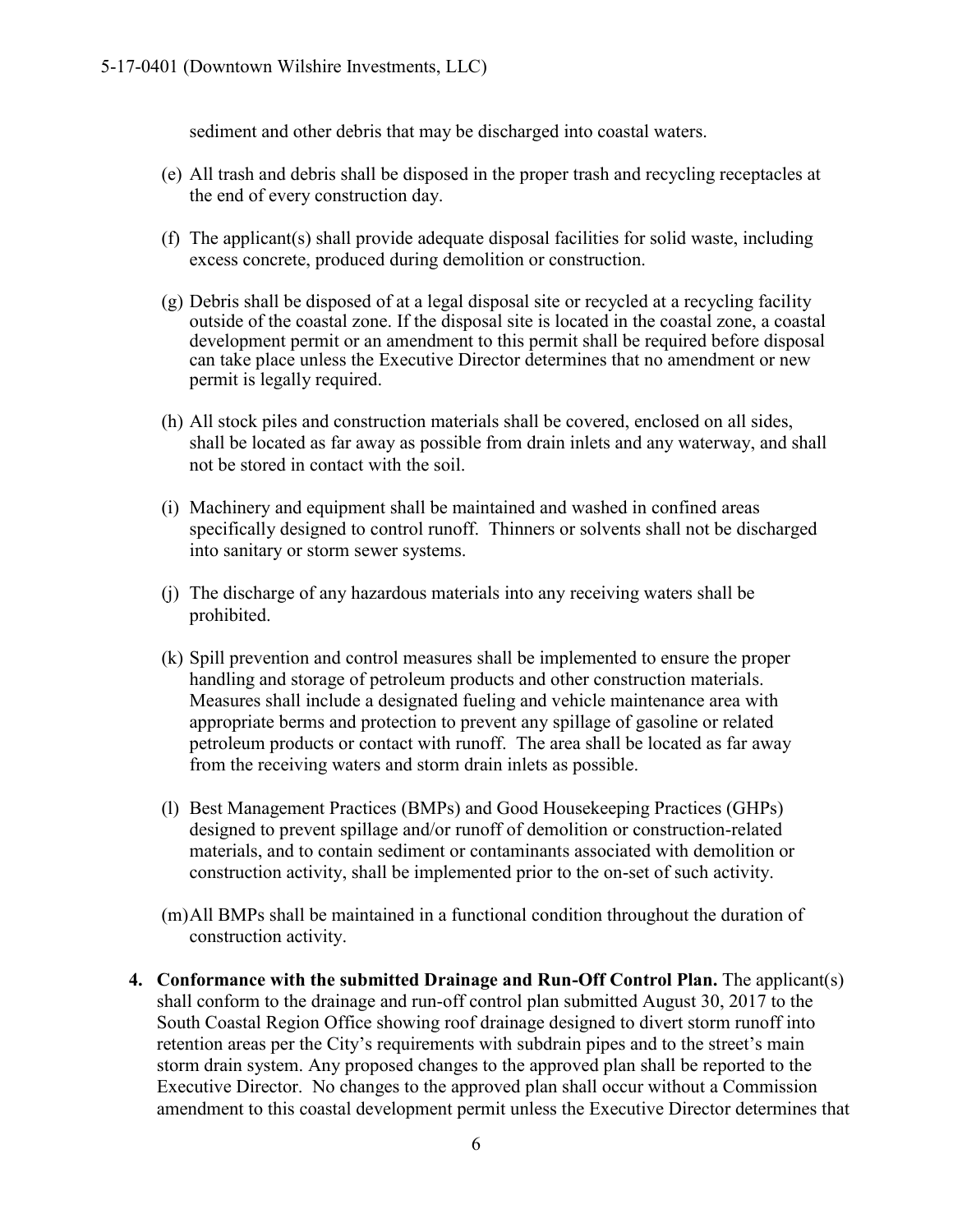sediment and other debris that may be discharged into coastal waters.

(e) All trash and debris shall be disposed in the proper trash and recycling receptacles at the end of every construction day.

(f) The applicant(s) shall provide adequate disposal facilities for solid waste, including excess concrete, produced during demolition or construction.

(g) Debris shall be disposed of at a legal disposal site or recycled at a recycling facility outside of the coastal zone. If the disposal site is located in the coastal zone, a coastal development permit or an amendment to this permit shall be required before disposal can take place unless the Executive Director determines that no amendment or new permit is legally required.

(h) All stock piles and construction materials shall be covered, enclosed on all sides, shall be located as far away as possible from drain inlets and any waterway, and shall not be stored in contact with the soil.

(i) Machinery and equipment shall be maintained and washed in confined areas specifically designed to control runoff. Thinners or solvents shall not be discharged into sanitary or storm sewer systems.

(j) The discharge of any hazardous materials into any receiving waters shall be prohibited.

(k) Spill prevention and control measures shall be implemented to ensure the proper handling and storage of petroleum products and other construction materials. Measures shall include a designated fueling and vehicle maintenance area with appropriate berms and protection to prevent any spillage of gasoline or related petroleum products or contact with runoff. The area shall be located as far away from the receiving waters and storm drain inlets as possible.

(l) Best Management Practices (BMPs) and Good Housekeeping Practices (GHPs) designed to prevent spillage and/or runoff of demolition or construction-related materials, and to contain sediment or contaminants associated with demolition or construction activity, shall be implemented prior to the on-set of such activity.

(m) All BMPs shall be maintained in a functional condition throughout the duration of construction activity.

4. **Conformance with the submitted Drainage and Run-Off Control Plan.** The applicant(s) shall conform to the drainage and run-off control plan submitted August 30, 2017 to the South Coastal Region Office showing roof drainage designed to divert storm runoff into retention areas per the City's requirements with subdrain pipes and to the street's main storm drain system. Any proposed changes to the approved plan shall be reported to the Executive Director. No changes to the approved plan shall occur without a Commission amendment to this coastal development permit unless the Executive Director determines that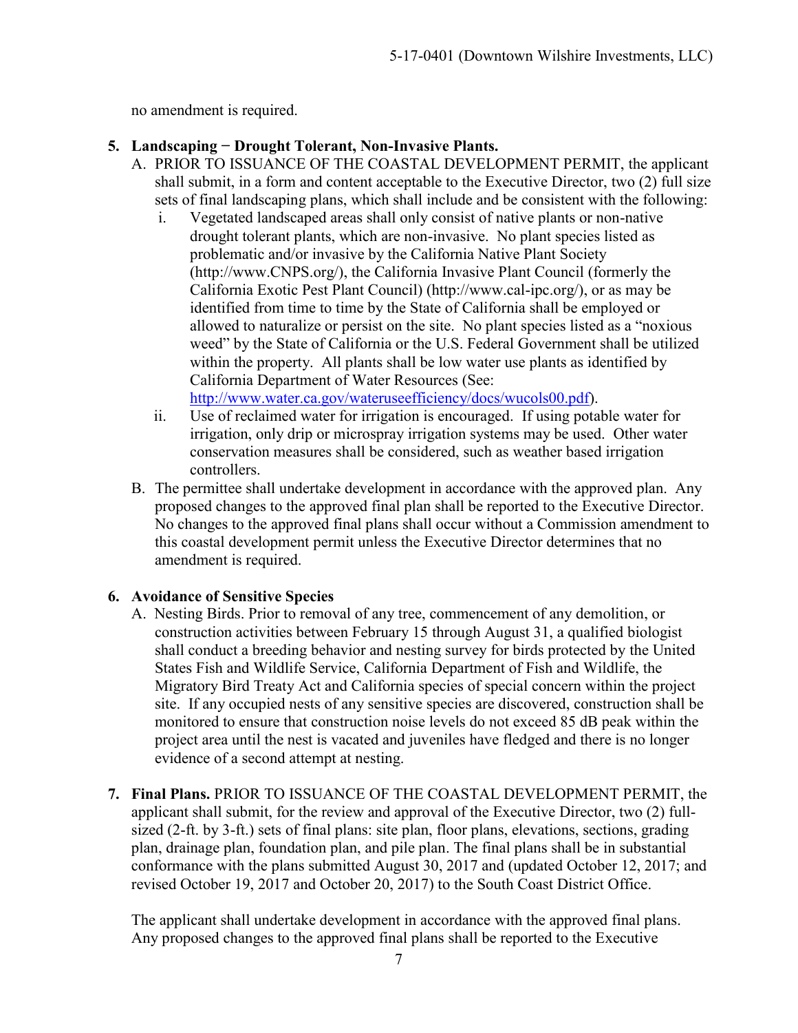no amendment is required.

5. **Landscaping − Drought Tolerant, Non-Invasive Plants.**
   A. PRIOR TO ISSUANCE OF THE COASTAL DEVELOPMENT PERMIT, the applicant shall submit, in a form and content acceptable to the Executive Director, two (2) full size sets of final landscaping plans, which shall include and be consistent with the following:
      i. Vegetated landscaped areas shall only consist of native plants or non-native drought tolerant plants, which are non-invasive. No plant species listed as problematic and/or invasive by the California Native Plant Society (http://www.CNPS.org/), the California Invasive Plant Council (formerly the California Exotic Pest Plant Council) (http://www.cal-ipc.org/), or as may be identified from time to time by the State of California shall be employed or allowed to naturalize or persist on the site. No plant species listed as a "noxious weed" by the State of California or the U.S. Federal Government shall be utilized within the property. All plants shall be low water use plants as identified by California Department of Water Resources (See: http://www.water.ca.gov/wateruseefficiency/docs/wucols00.pdf).
      ii. Use of reclaimed water for irrigation is encouraged. If using potable water for irrigation, only drip or microspray irrigation systems may be used. Other water conservation measures shall be considered, such as weather based irrigation controllers.
   B. The permittee shall undertake development in accordance with the approved plan. Any proposed changes to the approved final plan shall be reported to the Executive Director. No changes to the approved final plans shall occur without a Commission amendment to this coastal development permit unless the Executive Director determines that no amendment is required.

6. **Avoidance of Sensitive Species**
   A. Nesting Birds. Prior to removal of any tree, commencement of any demolition, or construction activities between February 15 through August 31, a qualified biologist shall conduct a breeding behavior and nesting survey for birds protected by the United States Fish and Wildlife Service, California Department of Fish and Wildlife, the Migratory Bird Treaty Act and California species of special concern within the project site. If any occupied nests of any sensitive species are discovered, construction shall be monitored to ensure that construction noise levels do not exceed 85 dB peak within the project area until the nest is vacated and juveniles have fledged and there is no longer evidence of a second attempt at nesting.

7. **Final Plans.** PRIOR TO ISSUANCE OF THE COASTAL DEVELOPMENT PERMIT, the applicant shall submit, for the review and approval of the Executive Director, two (2) full-sized (2-ft. by 3-ft.) sets of final plans: site plan, floor plans, elevations, sections, grading plan, drainage plan, foundation plan, and pile plan. The final plans shall be in substantial conformance with the plans submitted August 30, 2017 and (updated October 12, 2017; and revised October 19, 2017 and October 20, 2017) to the South Coast District Office.

   The applicant shall undertake development in accordance with the approved final plans. Any proposed changes to the approved final plans shall be reported to the Executive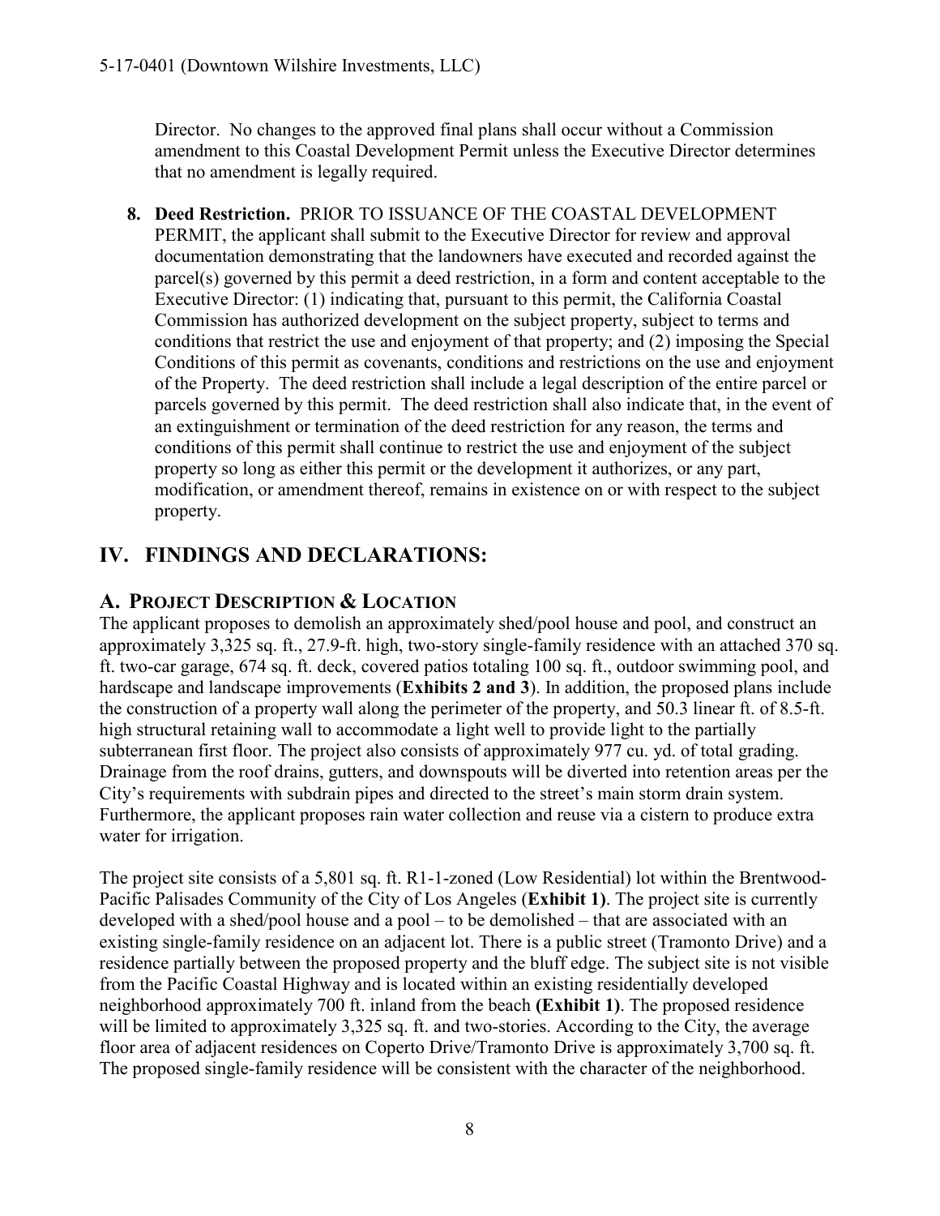Director. No changes to the approved final plans shall occur without a Commission amendment to this Coastal Development Permit unless the Executive Director determines that no amendment is legally required.

8. **Deed Restriction.** PRIOR TO ISSUANCE OF THE COASTAL DEVELOPMENT PERMIT, the applicant shall submit to the Executive Director for review and approval documentation demonstrating that the landowners have executed and recorded against the parcel(s) governed by this permit a deed restriction, in a form and content acceptable to the Executive Director: (1) indicating that, pursuant to this permit, the California Coastal Commission has authorized development on the subject property, subject to terms and conditions that restrict the use and enjoyment of that property; and (2) imposing the Special Conditions of this permit as covenants, conditions and restrictions on the use and enjoyment of the Property. The deed restriction shall include a legal description of the entire parcel or parcels governed by this permit. The deed restriction shall also indicate that, in the event of an extinguishment or termination of the deed restriction for any reason, the terms and conditions of this permit shall continue to restrict the use and enjoyment of the subject property so long as either this permit or the development it authorizes, or any part, modification, or amendment thereof, remains in existence on or with respect to the subject property.

# IV. FINDINGS AND DECLARATIONS:

## A. PROJECT DESCRIPTION & LOCATION

The applicant proposes to demolish an approximately shed/pool house and pool, and construct an approximately 3,325 sq. ft., 27.9-ft. high, two-story single-family residence with an attached 370 sq. ft. two-car garage, 674 sq. ft. deck, covered patios totaling 100 sq. ft., outdoor swimming pool, and hardscape and landscape improvements (**Exhibits 2 and 3**). In addition, the proposed plans include the construction of a property wall along the perimeter of the property, and 50.3 linear ft. of 8.5-ft. high structural retaining wall to accommodate a light well to provide light to the partially subterranean first floor. The project also consists of approximately 977 cu. yd. of total grading. Drainage from the roof drains, gutters, and downspouts will be diverted into retention areas per the City's requirements with subdrain pipes and directed to the street's main storm drain system. Furthermore, the applicant proposes rain water collection and reuse via a cistern to produce extra water for irrigation.

The project site consists of a 5,801 sq. ft. R1-1-zoned (Low Residential) lot within the Brentwood-Pacific Palisades Community of the City of Los Angeles (**Exhibit 1**). The project site is currently developed with a shed/pool house and a pool – to be demolished – that are associated with an existing single-family residence on an adjacent lot. There is a public street (Tramonto Drive) and a residence partially between the proposed property and the bluff edge. The subject site is not visible from the Pacific Coastal Highway and is located within an existing residentially developed neighborhood approximately 700 ft. inland from the beach **(Exhibit 1)**. The proposed residence will be limited to approximately 3,325 sq. ft. and two-stories. According to the City, the average floor area of adjacent residences on Coperto Drive/Tramonto Drive is approximately 3,700 sq. ft. The proposed single-family residence will be consistent with the character of the neighborhood.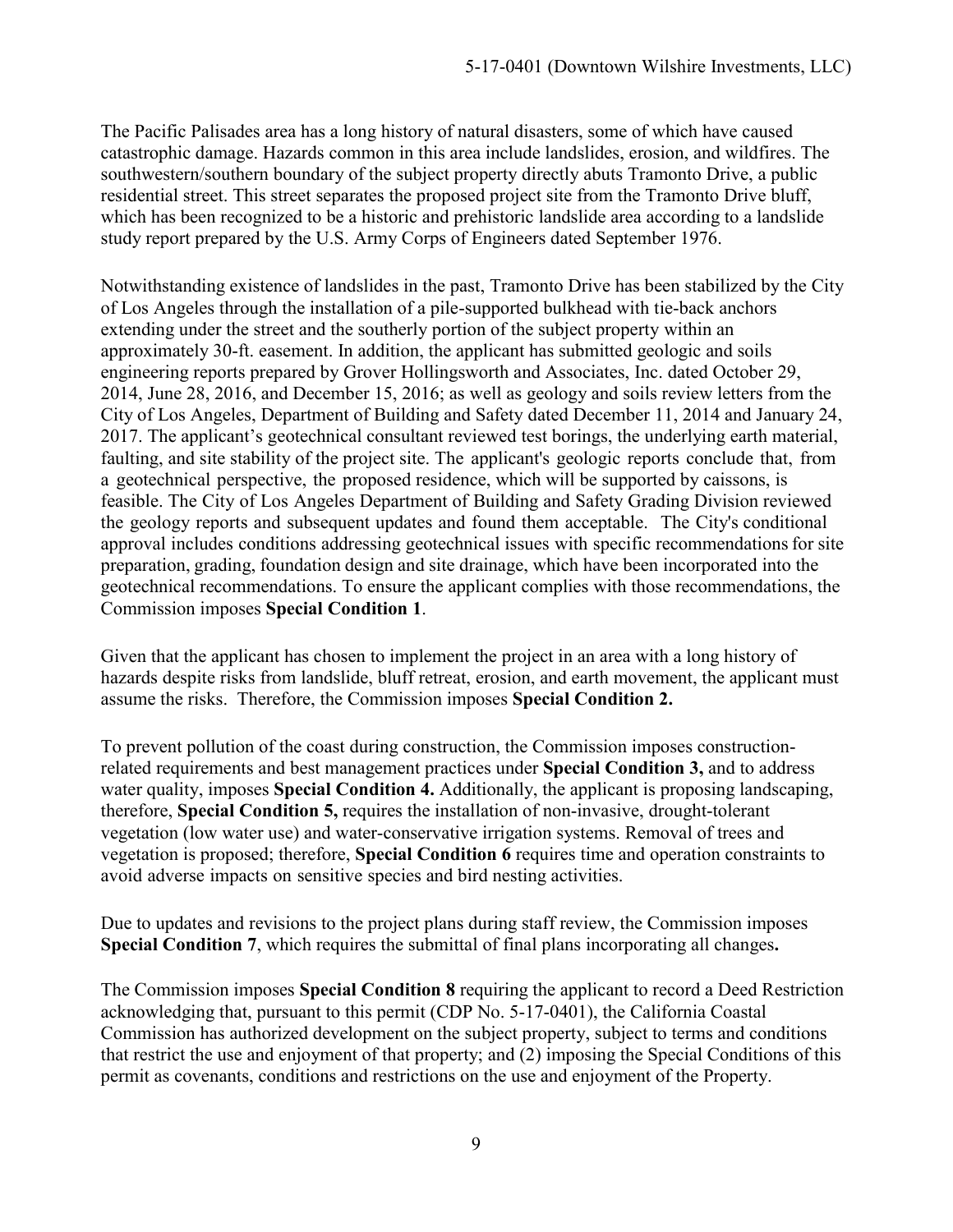The Pacific Palisades area has a long history of natural disasters, some of which have caused catastrophic damage. Hazards common in this area include landslides, erosion, and wildfires. The southwestern/southern boundary of the subject property directly abuts Tramonto Drive, a public residential street. This street separates the proposed project site from the Tramonto Drive bluff, which has been recognized to be a historic and prehistoric landslide area according to a landslide study report prepared by the U.S. Army Corps of Engineers dated September 1976.

Notwithstanding existence of landslides in the past, Tramonto Drive has been stabilized by the City of Los Angeles through the installation of a pile-supported bulkhead with tie-back anchors extending under the street and the southerly portion of the subject property within an approximately 30-ft. easement. In addition, the applicant has submitted geologic and soils engineering reports prepared by Grover Hollingsworth and Associates, Inc. dated October 29, 2014, June 28, 2016, and December 15, 2016; as well as geology and soils review letters from the City of Los Angeles, Department of Building and Safety dated December 11, 2014 and January 24, 2017. The applicant's geotechnical consultant reviewed test borings, the underlying earth material, faulting, and site stability of the project site. The applicant's geologic reports conclude that, from a geotechnical perspective, the proposed residence, which will be supported by caissons, is feasible. The City of Los Angeles Department of Building and Safety Grading Division reviewed the geology reports and subsequent updates and found them acceptable. The City's conditional approval includes conditions addressing geotechnical issues with specific recommendations for site preparation, grading, foundation design and site drainage, which have been incorporated into the geotechnical recommendations. To ensure the applicant complies with those recommendations, the Commission imposes **Special Condition 1**.

Given that the applicant has chosen to implement the project in an area with a long history of hazards despite risks from landslide, bluff retreat, erosion, and earth movement, the applicant must assume the risks. Therefore, the Commission imposes **Special Condition 2.**

To prevent pollution of the coast during construction, the Commission imposes construction-related requirements and best management practices under **Special Condition 3,** and to address water quality, imposes **Special Condition 4.** Additionally, the applicant is proposing landscaping, therefore, **Special Condition 5,** requires the installation of non-invasive, drought-tolerant vegetation (low water use) and water-conservative irrigation systems. Removal of trees and vegetation is proposed; therefore, **Special Condition 6** requires time and operation constraints to avoid adverse impacts on sensitive species and bird nesting activities.

Due to updates and revisions to the project plans during staff review, the Commission imposes **Special Condition 7**, which requires the submittal of final plans incorporating all changes**.**

The Commission imposes **Special Condition 8** requiring the applicant to record a Deed Restriction acknowledging that, pursuant to this permit (CDP No. 5-17-0401), the California Coastal Commission has authorized development on the subject property, subject to terms and conditions that restrict the use and enjoyment of that property; and (2) imposing the Special Conditions of this permit as covenants, conditions and restrictions on the use and enjoyment of the Property.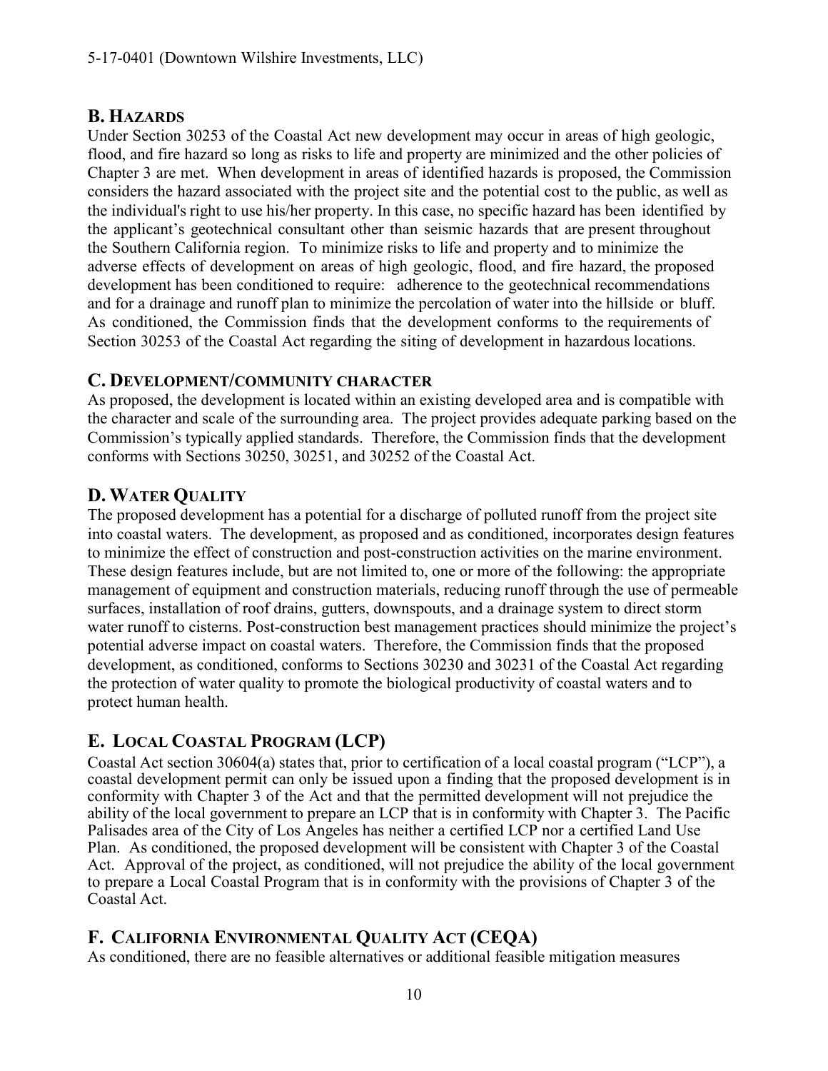## B. HAZARDS

Under Section 30253 of the Coastal Act new development may occur in areas of high geologic, flood, and fire hazard so long as risks to life and property are minimized and the other policies of Chapter 3 are met. When development in areas of identified hazards is proposed, the Commission considers the hazard associated with the project site and the potential cost to the public, as well as the individual's right to use his/her property. In this case, no specific hazard has been identified by the applicant's geotechnical consultant other than seismic hazards that are present throughout the Southern California region. To minimize risks to life and property and to minimize the adverse effects of development on areas of high geologic, flood, and fire hazard, the proposed development has been conditioned to require: adherence to the geotechnical recommendations and for a drainage and runoff plan to minimize the percolation of water into the hillside or bluff. As conditioned, the Commission finds that the development conforms to the requirements of Section 30253 of the Coastal Act regarding the siting of development in hazardous locations.

## C. DEVELOPMENT/COMMUNITY CHARACTER

As proposed, the development is located within an existing developed area and is compatible with the character and scale of the surrounding area. The project provides adequate parking based on the Commission's typically applied standards. Therefore, the Commission finds that the development conforms with Sections 30250, 30251, and 30252 of the Coastal Act.

## D. WATER QUALITY

The proposed development has a potential for a discharge of polluted runoff from the project site into coastal waters. The development, as proposed and as conditioned, incorporates design features to minimize the effect of construction and post-construction activities on the marine environment. These design features include, but are not limited to, one or more of the following: the appropriate management of equipment and construction materials, reducing runoff through the use of permeable surfaces, installation of roof drains, gutters, downspouts, and a drainage system to direct storm water runoff to cisterns. Post-construction best management practices should minimize the project's potential adverse impact on coastal waters. Therefore, the Commission finds that the proposed development, as conditioned, conforms to Sections 30230 and 30231 of the Coastal Act regarding the protection of water quality to promote the biological productivity of coastal waters and to protect human health.

## E. LOCAL COASTAL PROGRAM (LCP)

Coastal Act section 30604(a) states that, prior to certification of a local coastal program ("LCP"), a coastal development permit can only be issued upon a finding that the proposed development is in conformity with Chapter 3 of the Act and that the permitted development will not prejudice the ability of the local government to prepare an LCP that is in conformity with Chapter 3. The Pacific Palisades area of the City of Los Angeles has neither a certified LCP nor a certified Land Use Plan. As conditioned, the proposed development will be consistent with Chapter 3 of the Coastal Act. Approval of the project, as conditioned, will not prejudice the ability of the local government to prepare a Local Coastal Program that is in conformity with the provisions of Chapter 3 of the Coastal Act.

## F. CALIFORNIA ENVIRONMENTAL QUALITY ACT (CEQA)

As conditioned, there are no feasible alternatives or additional feasible mitigation measures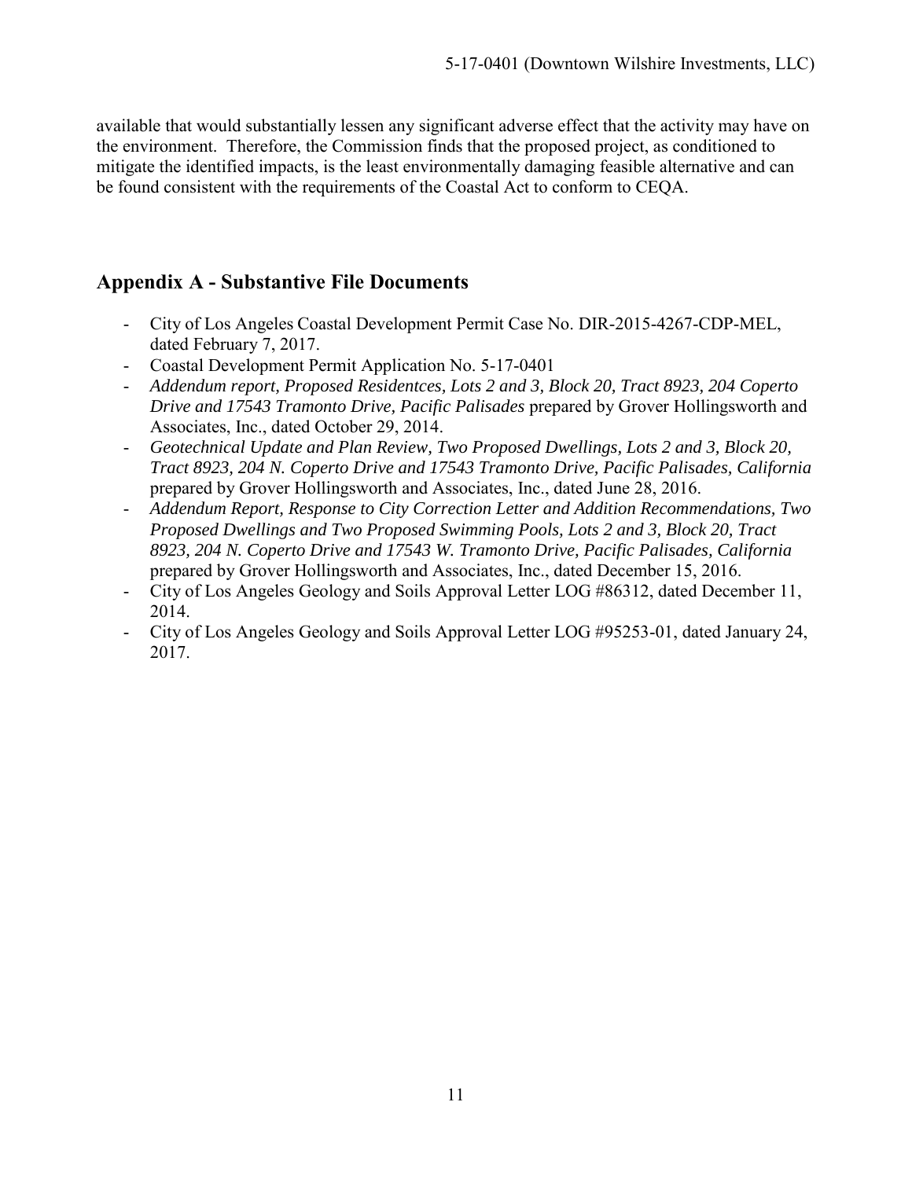available that would substantially lessen any significant adverse effect that the activity may have on the environment. Therefore, the Commission finds that the proposed project, as conditioned to mitigate the identified impacts, is the least environmentally damaging feasible alternative and can be found consistent with the requirements of the Coastal Act to conform to CEQA.

## Appendix A - Substantive File Documents

- City of Los Angeles Coastal Development Permit Case No. DIR-2015-4267-CDP-MEL, dated February 7, 2017.
- Coastal Development Permit Application No. 5-17-0401
- *Addendum report, Proposed Residentces, Lots 2 and 3, Block 20, Tract 8923, 204 Coperto Drive and 17543 Tramonto Drive, Pacific Palisades* prepared by Grover Hollingsworth and Associates, Inc., dated October 29, 2014.
- *Geotechnical Update and Plan Review, Two Proposed Dwellings, Lots 2 and 3, Block 20, Tract 8923, 204 N. Coperto Drive and 17543 Tramonto Drive, Pacific Palisades, California* prepared by Grover Hollingsworth and Associates, Inc., dated June 28, 2016.
- *Addendum Report, Response to City Correction Letter and Addition Recommendations, Two Proposed Dwellings and Two Proposed Swimming Pools, Lots 2 and 3, Block 20, Tract 8923, 204 N. Coperto Drive and 17543 W. Tramonto Drive, Pacific Palisades, California* prepared by Grover Hollingsworth and Associates, Inc., dated December 15, 2016.
- City of Los Angeles Geology and Soils Approval Letter LOG #86312, dated December 11, 2014.
- City of Los Angeles Geology and Soils Approval Letter LOG #95253-01, dated January 24, 2017.